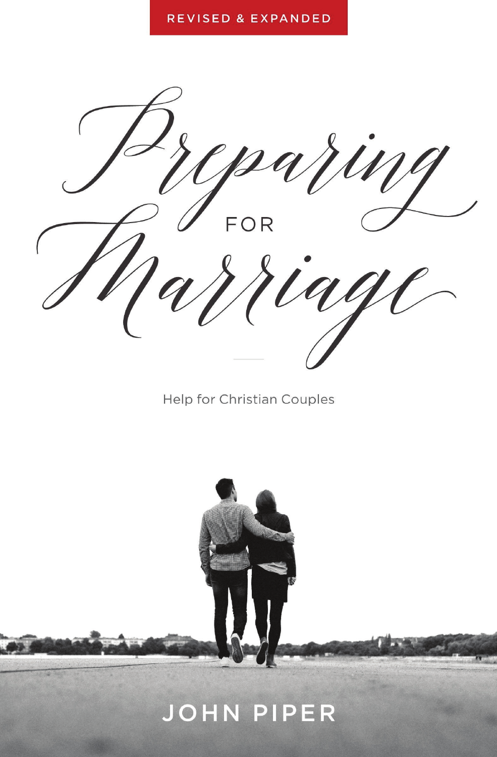REVISED & EXPANDED

# Preparing FOR Marriage

Help for Christian Couples

JOHN PIPER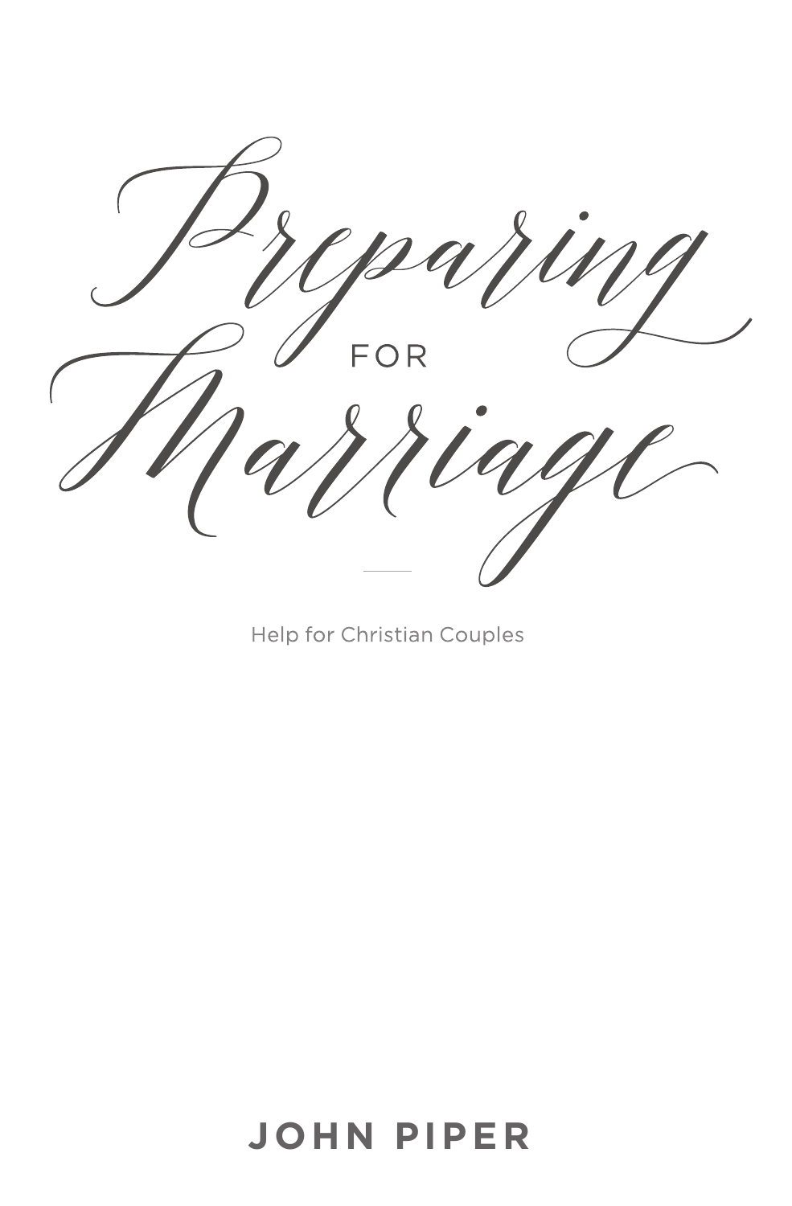# Preparing for Marriage

Help for Christian Couples

**JOHN PIPER**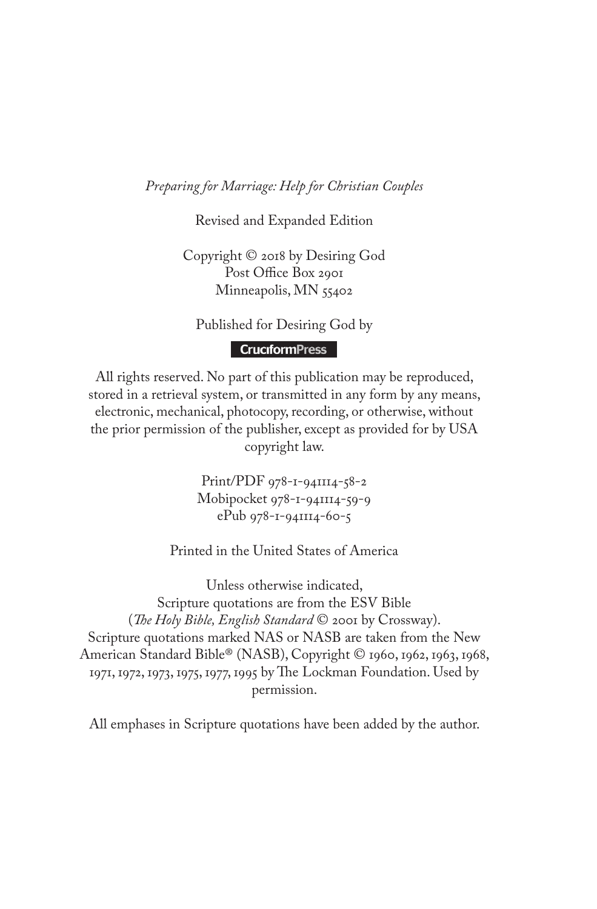*Preparing for Marriage: Help for Christian Couples*

Revised and Expanded Edition

Copyright © 2018 by Desiring God
Post Office Box 2901
Minneapolis, MN 55402

Published for Desiring God by

CruciformPress

All rights reserved. No part of this publication may be reproduced, stored in a retrieval system, or transmitted in any form by any means, electronic, mechanical, photocopy, recording, or otherwise, without the prior permission of the publisher, except as provided for by USA copyright law.

Print/PDF 978-1-941114-58-2
Mobipocket 978-1-941114-59-9
ePub 978-1-941114-60-5

Printed in the United States of America

Unless otherwise indicated,
Scripture quotations are from the ESV Bible
(*The Holy Bible, English Standard* © 2001 by Crossway).
Scripture quotations marked NAS or NASB are taken from the New American Standard Bible® (NASB), Copyright © 1960, 1962, 1963, 1968, 1971, 1972, 1973, 1975, 1977, 1995 by The Lockman Foundation. Used by permission.

All emphases in Scripture quotations have been added by the author.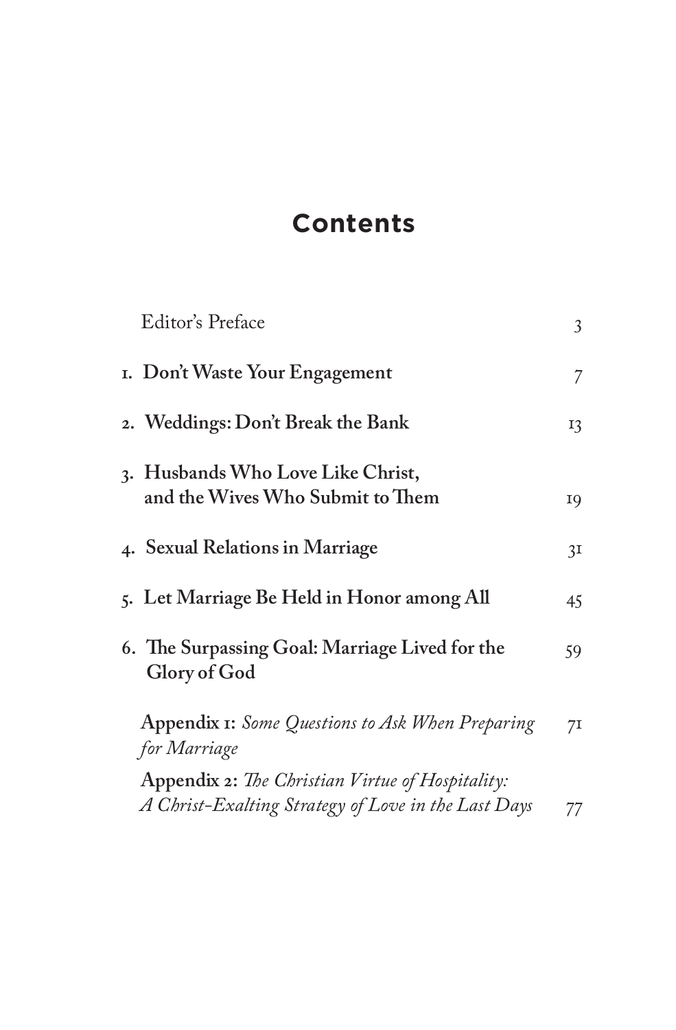# Contents

| | |
|---|---|
| Editor's Preface | 3 |
| **1. Don't Waste Your Engagement** | 7 |
| **2. Weddings: Don't Break the Bank** | 13 |
| **3. Husbands Who Love Like Christ, and the Wives Who Submit to Them** | 19 |
| **4. Sexual Relations in Marriage** | 31 |
| **5. Let Marriage Be Held in Honor among All** | 45 |
| **6. The Surpassing Goal: Marriage Lived for the Glory of God** | 59 |
| **Appendix 1:** *Some Questions to Ask When Preparing for Marriage* | 71 |
| **Appendix 2:** *The Christian Virtue of Hospitality: A Christ-Exalting Strategy of Love in the Last Days* | 77 |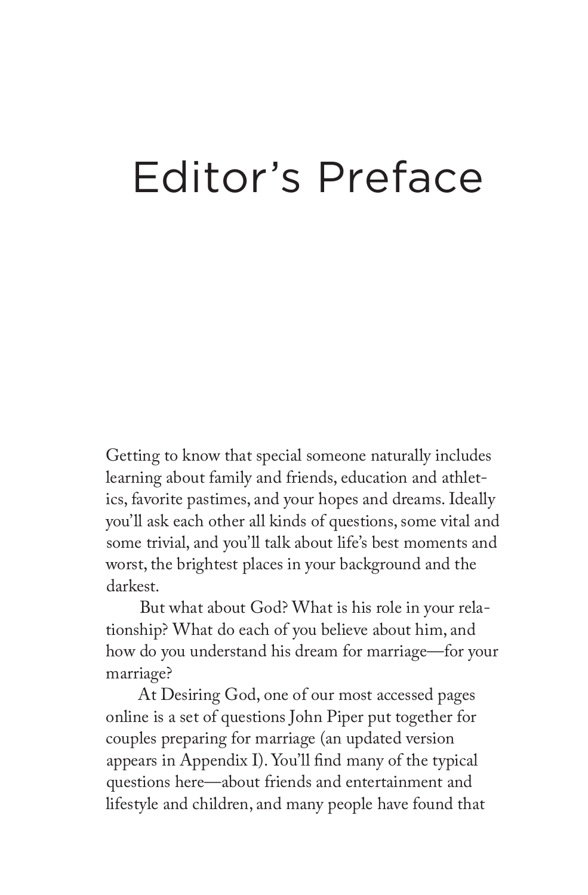# Editor's Preface

Getting to know that special someone naturally includes learning about family and friends, education and athletics, favorite pastimes, and your hopes and dreams. Ideally you'll ask each other all kinds of questions, some vital and some trivial, and you'll talk about life's best moments and worst, the brightest places in your background and the darkest.

But what about God? What is his role in your relationship? What do each of you believe about him, and how do you understand his dream for marriage—for your marriage?

At Desiring God, one of our most accessed pages online is a set of questions John Piper put together for couples preparing for marriage (an updated version appears in Appendix I). You'll find many of the typical questions here—about friends and entertainment and lifestyle and children, and many people have found that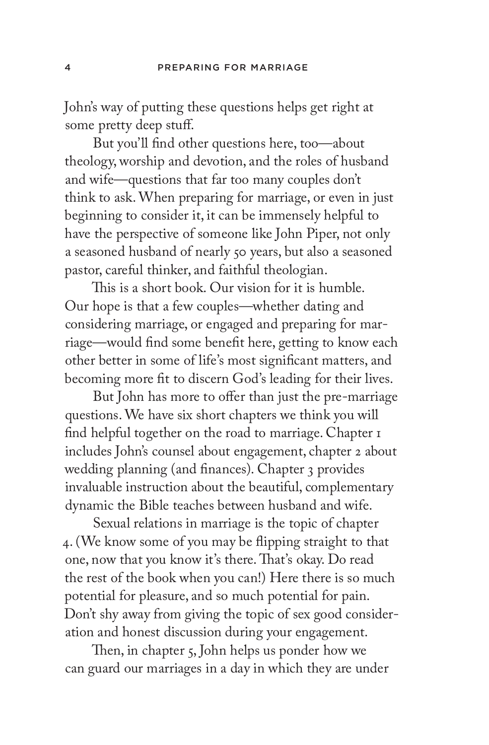John's way of putting these questions helps get right at some pretty deep stuff.

But you'll find other questions here, too—about theology, worship and devotion, and the roles of husband and wife—questions that far too many couples don't think to ask. When preparing for marriage, or even in just beginning to consider it, it can be immensely helpful to have the perspective of someone like John Piper, not only a seasoned husband of nearly 50 years, but also a seasoned pastor, careful thinker, and faithful theologian.

This is a short book. Our vision for it is humble. Our hope is that a few couples—whether dating and considering marriage, or engaged and preparing for marriage—would find some benefit here, getting to know each other better in some of life's most significant matters, and becoming more fit to discern God's leading for their lives.

But John has more to offer than just the pre-marriage questions. We have six short chapters we think you will find helpful together on the road to marriage. Chapter 1 includes John's counsel about engagement, chapter 2 about wedding planning (and finances). Chapter 3 provides invaluable instruction about the beautiful, complementary dynamic the Bible teaches between husband and wife.

Sexual relations in marriage is the topic of chapter 4. (We know some of you may be flipping straight to that one, now that you know it's there. That's okay. Do read the rest of the book when you can!) Here there is so much potential for pleasure, and so much potential for pain. Don't shy away from giving the topic of sex good consideration and honest discussion during your engagement.

Then, in chapter 5, John helps us ponder how we can guard our marriages in a day in which they are under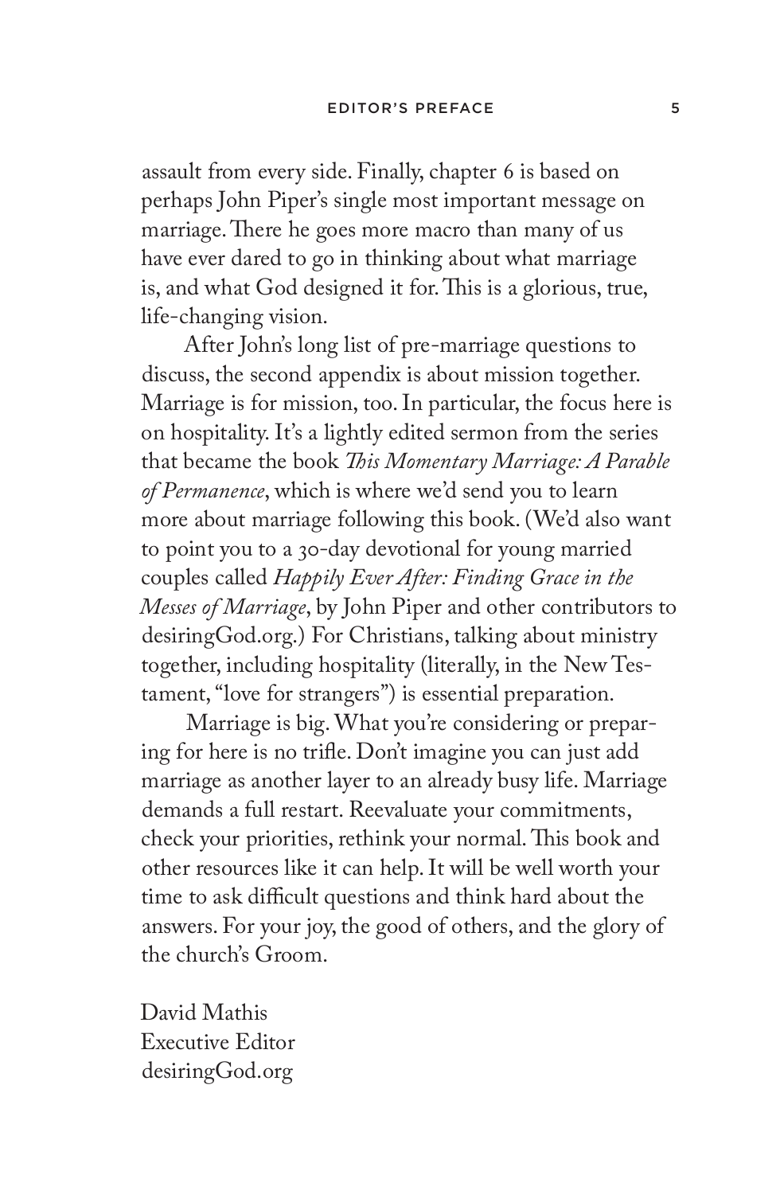assault from every side. Finally, chapter 6 is based on perhaps John Piper's single most important message on marriage. There he goes more macro than many of us have ever dared to go in thinking about what marriage is, and what God designed it for. This is a glorious, true, life-changing vision.

After John's long list of pre-marriage questions to discuss, the second appendix is about mission together. Marriage is for mission, too. In particular, the focus here is on hospitality. It's a lightly edited sermon from the series that became the book *This Momentary Marriage: A Parable of Permanence*, which is where we'd send you to learn more about marriage following this book. (We'd also want to point you to a 30-day devotional for young married couples called *Happily Ever After: Finding Grace in the Messes of Marriage*, by John Piper and other contributors to desiringGod.org.) For Christians, talking about ministry together, including hospitality (literally, in the New Testament, "love for strangers") is essential preparation.

Marriage is big. What you're considering or preparing for here is no trifle. Don't imagine you can just add marriage as another layer to an already busy life. Marriage demands a full restart. Reevaluate your commitments, check your priorities, rethink your normal. This book and other resources like it can help. It will be well worth your time to ask difficult questions and think hard about the answers. For your joy, the good of others, and the glory of the church's Groom.

David Mathis
Executive Editor
desiringGod.org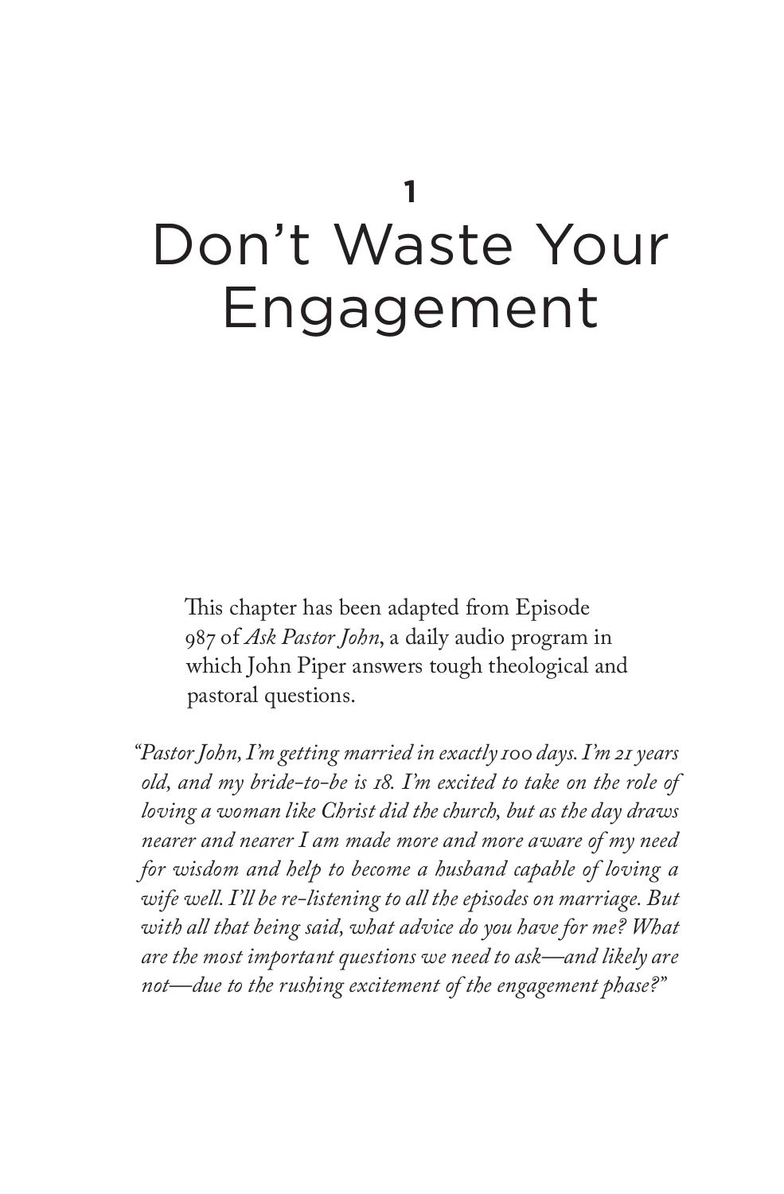# 1
# Don't Waste Your Engagement

This chapter has been adapted from Episode 987 of *Ask Pastor John*, a daily audio program in which John Piper answers tough theological and pastoral questions.

*"Pastor John, I'm getting married in exactly 100 days. I'm 21 years old, and my bride-to-be is 18. I'm excited to take on the role of loving a woman like Christ did the church, but as the day draws nearer and nearer I am made more and more aware of my need for wisdom and help to become a husband capable of loving a wife well. I'll be re-listening to all the episodes on marriage. But with all that being said, what advice do you have for me? What are the most important questions we need to ask—and likely are not—due to the rushing excitement of the engagement phase?"*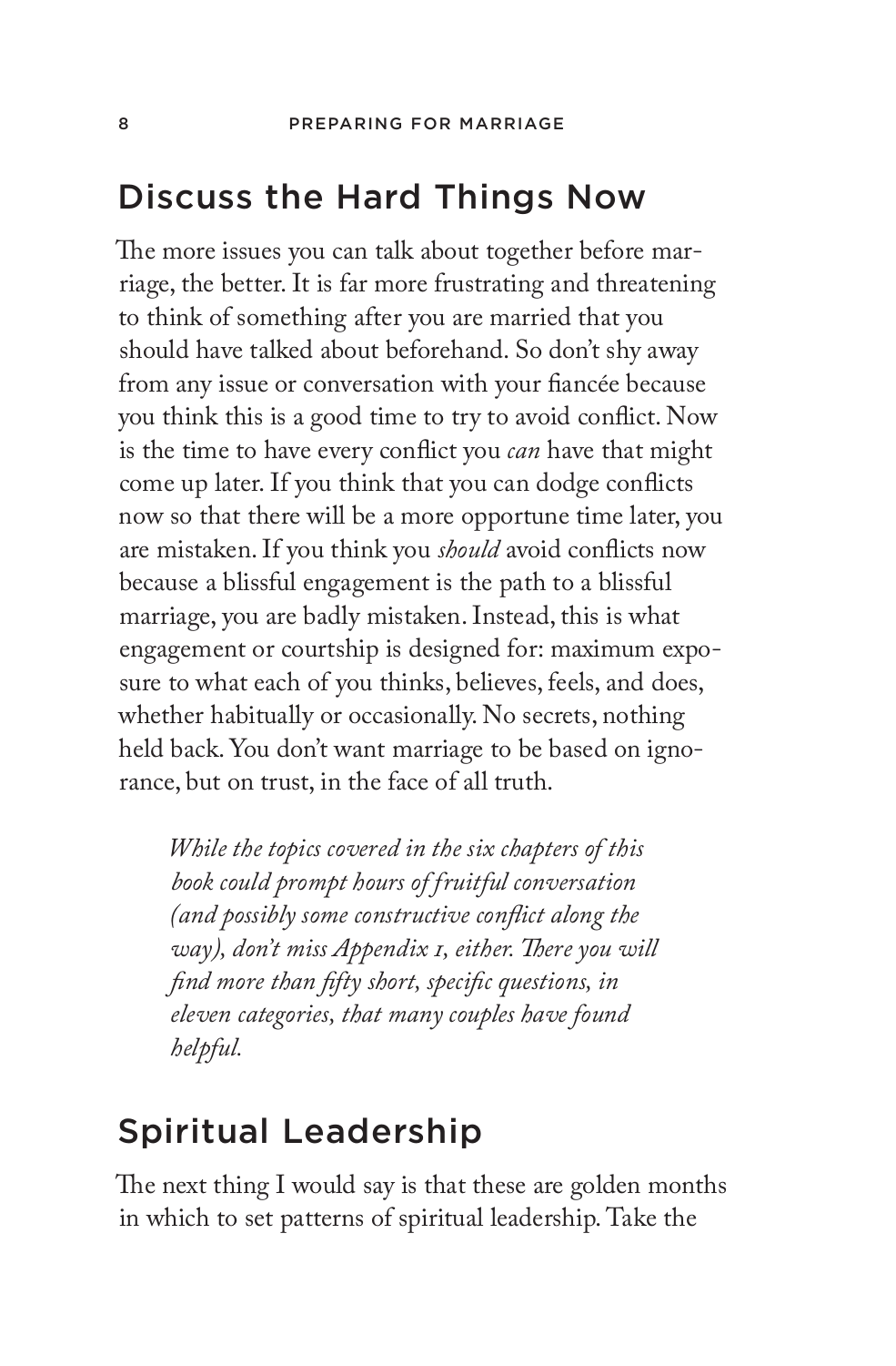## Discuss the Hard Things Now

The more issues you can talk about together before marriage, the better. It is far more frustrating and threatening to think of something after you are married that you should have talked about beforehand. So don't shy away from any issue or conversation with your fiancée because you think this is a good time to try to avoid conflict. Now is the time to have every conflict you *can* have that might come up later. If you think that you can dodge conflicts now so that there will be a more opportune time later, you are mistaken. If you think you *should* avoid conflicts now because a blissful engagement is the path to a blissful marriage, you are badly mistaken. Instead, this is what engagement or courtship is designed for: maximum exposure to what each of you thinks, believes, feels, and does, whether habitually or occasionally. No secrets, nothing held back. You don't want marriage to be based on ignorance, but on trust, in the face of all truth.

> *While the topics covered in the six chapters of this book could prompt hours of fruitful conversation (and possibly some constructive conflict along the way), don't miss Appendix 1, either. There you will find more than fifty short, specific questions, in eleven categories, that many couples have found helpful.*

## Spiritual Leadership

The next thing I would say is that these are golden months in which to set patterns of spiritual leadership. Take the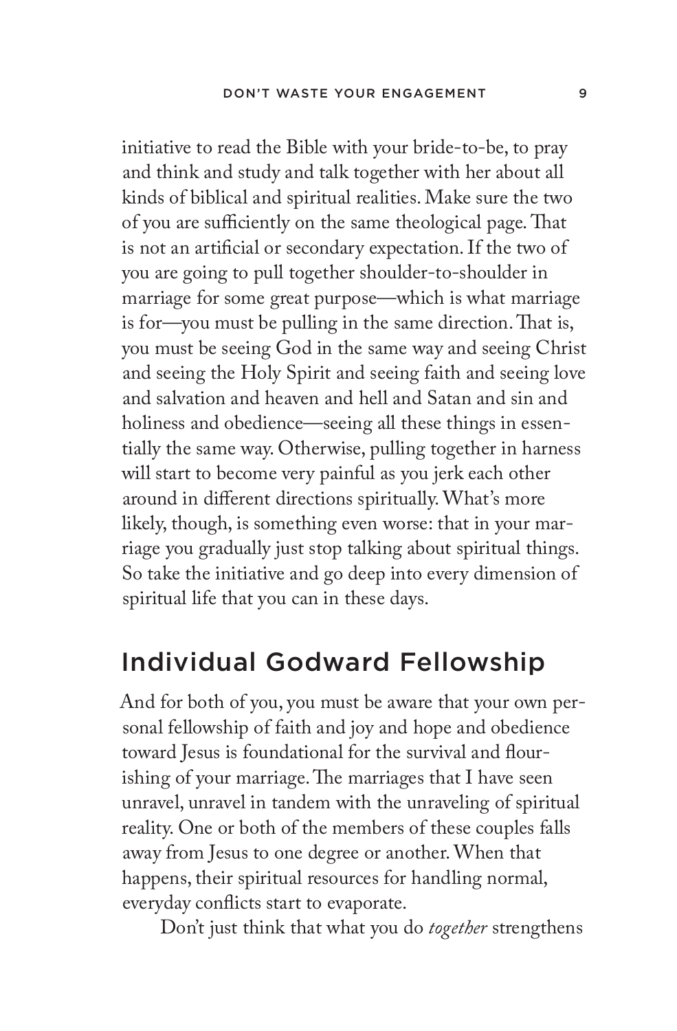initiative to read the Bible with your bride-to-be, to pray and think and study and talk together with her about all kinds of biblical and spiritual realities. Make sure the two of you are sufficiently on the same theological page. That is not an artificial or secondary expectation. If the two of you are going to pull together shoulder-to-shoulder in marriage for some great purpose—which is what marriage is for—you must be pulling in the same direction. That is, you must be seeing God in the same way and seeing Christ and seeing the Holy Spirit and seeing faith and seeing love and salvation and heaven and hell and Satan and sin and holiness and obedience—seeing all these things in essentially the same way. Otherwise, pulling together in harness will start to become very painful as you jerk each other around in different directions spiritually. What's more likely, though, is something even worse: that in your marriage you gradually just stop talking about spiritual things. So take the initiative and go deep into every dimension of spiritual life that you can in these days.

## Individual Godward Fellowship

And for both of you, you must be aware that your own personal fellowship of faith and joy and hope and obedience toward Jesus is foundational for the survival and flourishing of your marriage. The marriages that I have seen unravel, unravel in tandem with the unraveling of spiritual reality. One or both of the members of these couples falls away from Jesus to one degree or another. When that happens, their spiritual resources for handling normal, everyday conflicts start to evaporate.

Don't just think that what you do *together* strengthens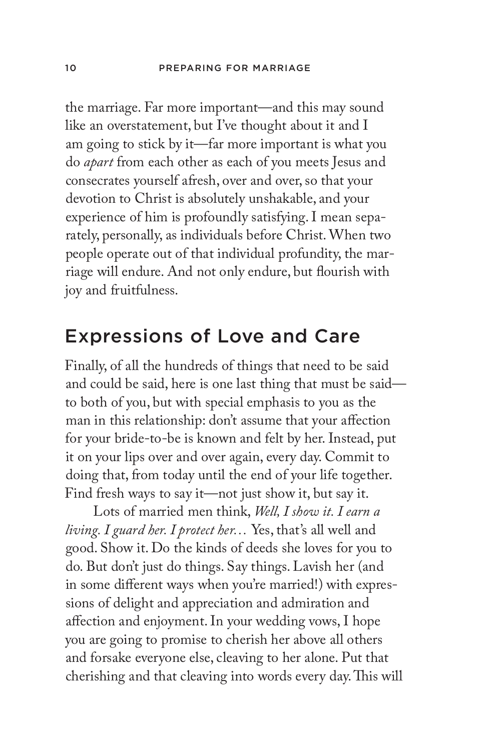the marriage. Far more important—and this may sound like an overstatement, but I've thought about it and I am going to stick by it—far more important is what you do *apart* from each other as each of you meets Jesus and consecrates yourself afresh, over and over, so that your devotion to Christ is absolutely unshakable, and your experience of him is profoundly satisfying. I mean separately, personally, as individuals before Christ. When two people operate out of that individual profundity, the marriage will endure. And not only endure, but flourish with joy and fruitfulness.

## Expressions of Love and Care

Finally, of all the hundreds of things that need to be said and could be said, here is one last thing that must be said—to both of you, but with special emphasis to you as the man in this relationship: don't assume that your affection for your bride-to-be is known and felt by her. Instead, put it on your lips over and over again, every day. Commit to doing that, from today until the end of your life together. Find fresh ways to say it—not just show it, but say it.

Lots of married men think, *Well, I show it. I earn a living. I guard her. I protect her...* Yes, that's all well and good. Show it. Do the kinds of deeds she loves for you to do. But don't just do things. Say things. Lavish her (and in some different ways when you're married!) with expressions of delight and appreciation and admiration and affection and enjoyment. In your wedding vows, I hope you are going to promise to cherish her above all others and forsake everyone else, cleaving to her alone. Put that cherishing and that cleaving into words every day. This will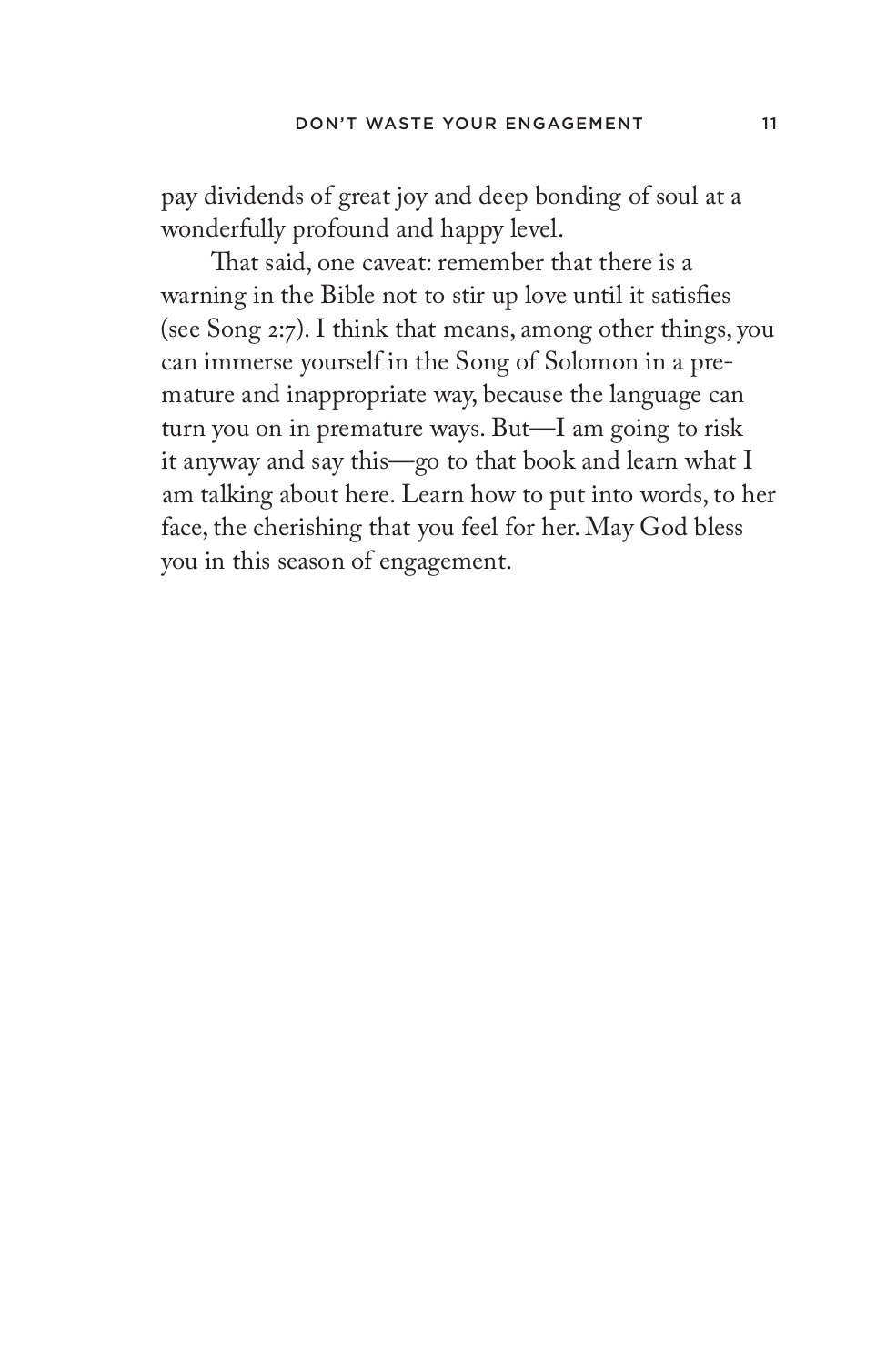pay dividends of great joy and deep bonding of soul at a wonderfully profound and happy level.

That said, one caveat: remember that there is a warning in the Bible not to stir up love until it satisfies (see Song 2:7). I think that means, among other things, you can immerse yourself in the Song of Solomon in a premature and inappropriate way, because the language can turn you on in premature ways. But—I am going to risk it anyway and say this—go to that book and learn what I am talking about here. Learn how to put into words, to her face, the cherishing that you feel for her. May God bless you in this season of engagement.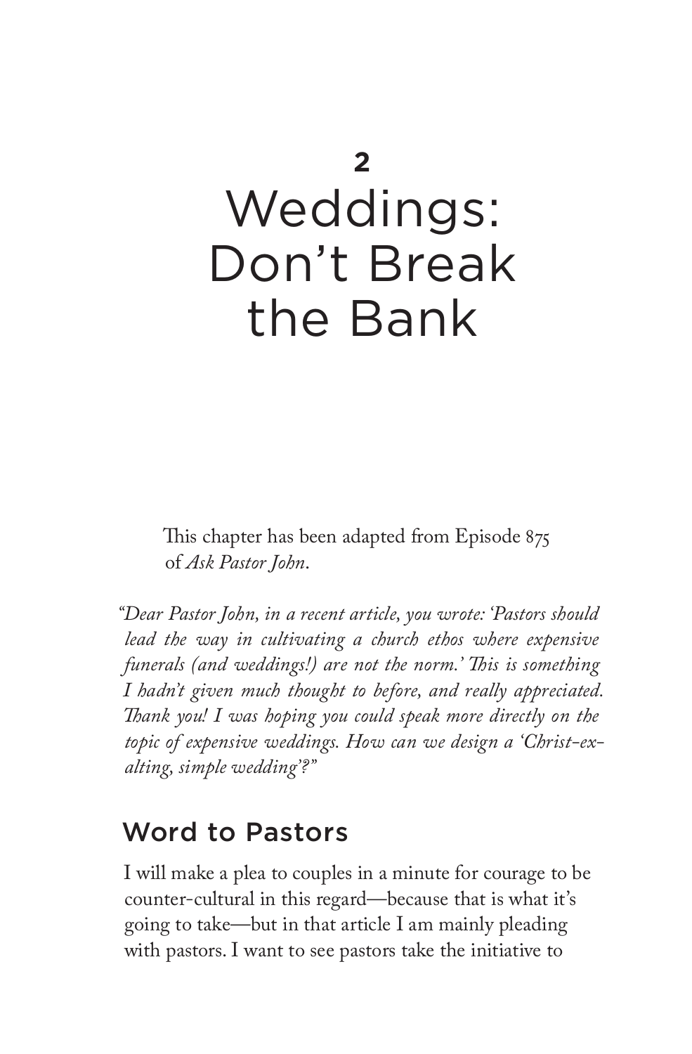# 2 Weddings: Don't Break the Bank

This chapter has been adapted from Episode 875 of *Ask Pastor John*.

*"Dear Pastor John, in a recent article, you wrote: 'Pastors should lead the way in cultivating a church ethos where expensive funerals (and weddings!) are not the norm.' This is something I hadn't given much thought to before, and really appreciated. Thank you! I was hoping you could speak more directly on the topic of expensive weddings. How can we design a 'Christ-exalting, simple wedding'?"*

## Word to Pastors

I will make a plea to couples in a minute for courage to be counter-cultural in this regard—because that is what it's going to take—but in that article I am mainly pleading with pastors. I want to see pastors take the initiative to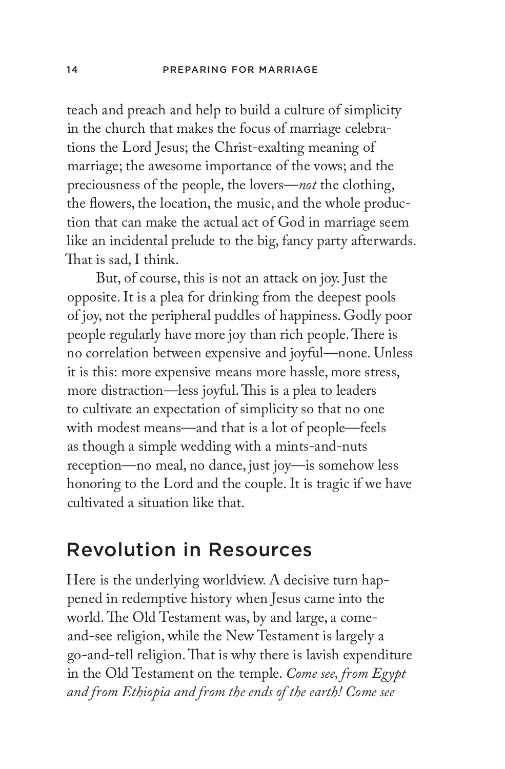teach and preach and help to build a culture of simplicity in the church that makes the focus of marriage celebrations the Lord Jesus; the Christ-exalting meaning of marriage; the awesome importance of the vows; and the preciousness of the people, the lovers—*not* the clothing, the flowers, the location, the music, and the whole production that can make the actual act of God in marriage seem like an incidental prelude to the big, fancy party afterwards. That is sad, I think.

But, of course, this is not an attack on joy. Just the opposite. It is a plea for drinking from the deepest pools of joy, not the peripheral puddles of happiness. Godly poor people regularly have more joy than rich people. There is no correlation between expensive and joyful—none. Unless it is this: more expensive means more hassle, more stress, more distraction—less joyful. This is a plea to leaders to cultivate an expectation of simplicity so that no one with modest means—and that is a lot of people—feels as though a simple wedding with a mints-and-nuts reception—no meal, no dance, just joy—is somehow less honoring to the Lord and the couple. It is tragic if we have cultivated a situation like that.

## Revolution in Resources

Here is the underlying worldview. A decisive turn happened in redemptive history when Jesus came into the world. The Old Testament was, by and large, a come-and-see religion, while the New Testament is largely a go-and-tell religion. That is why there is lavish expenditure in the Old Testament on the temple. *Come see, from Egypt and from Ethiopia and from the ends of the earth! Come see*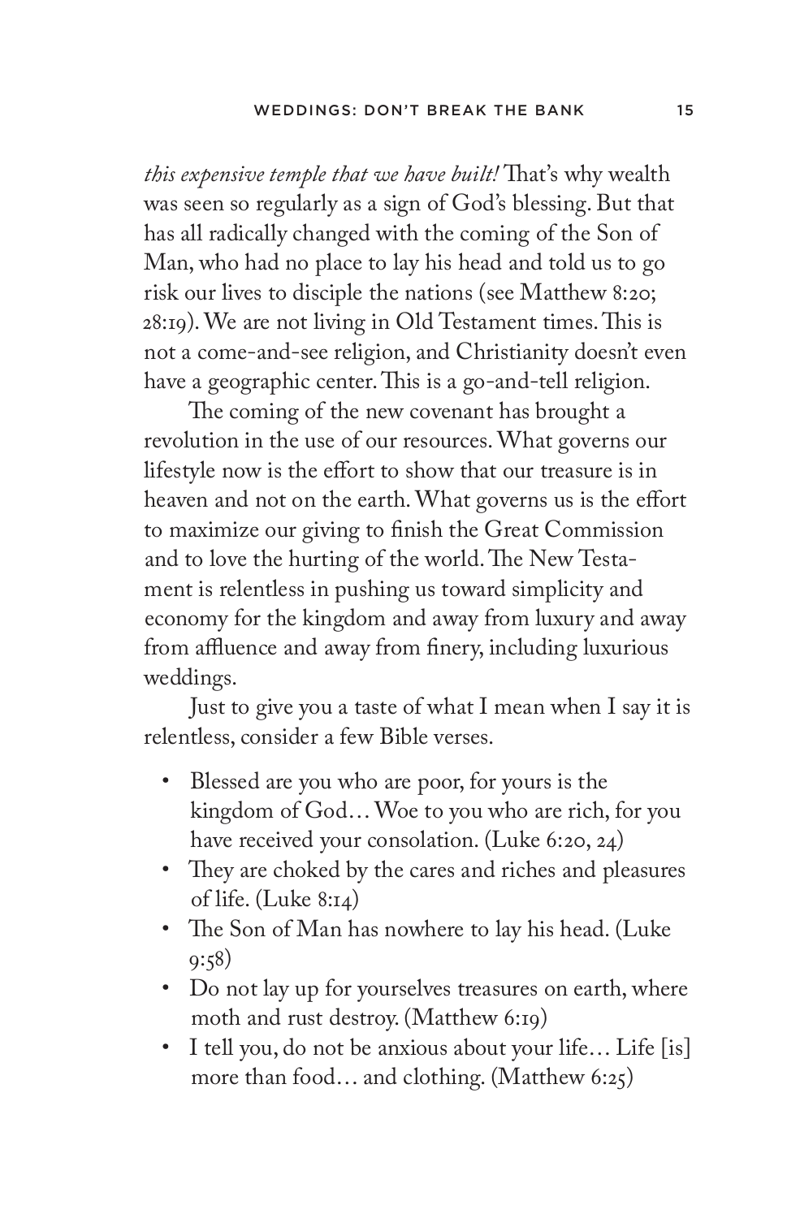*this expensive temple that we have built!* That's why wealth was seen so regularly as a sign of God's blessing. But that has all radically changed with the coming of the Son of Man, who had no place to lay his head and told us to go risk our lives to disciple the nations (see Matthew 8:20; 28:19). We are not living in Old Testament times. This is not a come-and-see religion, and Christianity doesn't even have a geographic center. This is a go-and-tell religion.

The coming of the new covenant has brought a revolution in the use of our resources. What governs our lifestyle now is the effort to show that our treasure is in heaven and not on the earth. What governs us is the effort to maximize our giving to finish the Great Commission and to love the hurting of the world. The New Testament is relentless in pushing us toward simplicity and economy for the kingdom and away from luxury and away from affluence and away from finery, including luxurious weddings.

Just to give you a taste of what I mean when I say it is relentless, consider a few Bible verses.

- Blessed are you who are poor, for yours is the kingdom of God… Woe to you who are rich, for you have received your consolation. (Luke 6:20, 24)
- They are choked by the cares and riches and pleasures of life. (Luke 8:14)
- The Son of Man has nowhere to lay his head. (Luke 9:58)
- Do not lay up for yourselves treasures on earth, where moth and rust destroy. (Matthew 6:19)
- I tell you, do not be anxious about your life… Life [is] more than food… and clothing. (Matthew 6:25)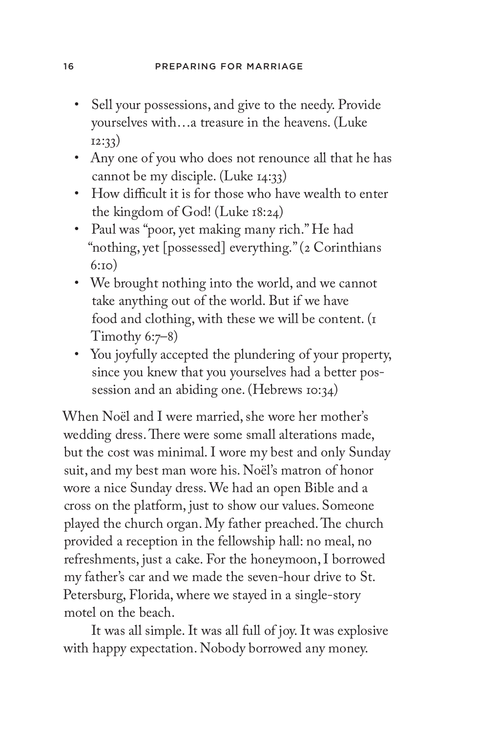- Sell your possessions, and give to the needy. Provide yourselves with…a treasure in the heavens. (Luke 12:33)
- Any one of you who does not renounce all that he has cannot be my disciple. (Luke 14:33)
- How difficult it is for those who have wealth to enter the kingdom of God! (Luke 18:24)
- Paul was "poor, yet making many rich." He had "nothing, yet [possessed] everything." (2 Corinthians 6:10)
- We brought nothing into the world, and we cannot take anything out of the world. But if we have food and clothing, with these we will be content. (1 Timothy 6:7–8)
- You joyfully accepted the plundering of your property, since you knew that you yourselves had a better possession and an abiding one. (Hebrews 10:34)

When Noël and I were married, she wore her mother's wedding dress. There were some small alterations made, but the cost was minimal. I wore my best and only Sunday suit, and my best man wore his. Noël's matron of honor wore a nice Sunday dress. We had an open Bible and a cross on the platform, just to show our values. Someone played the church organ. My father preached. The church provided a reception in the fellowship hall: no meal, no refreshments, just a cake. For the honeymoon, I borrowed my father's car and we made the seven-hour drive to St. Petersburg, Florida, where we stayed in a single-story motel on the beach.

It was all simple. It was all full of joy. It was explosive with happy expectation. Nobody borrowed any money.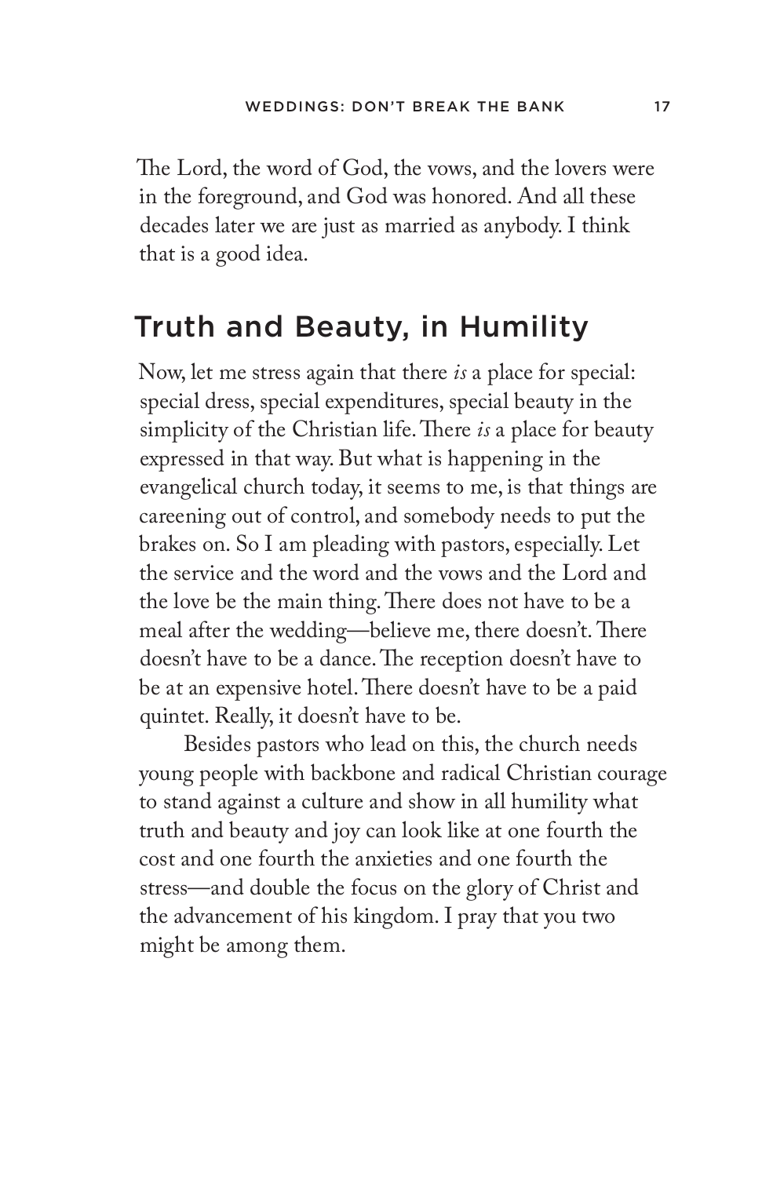The Lord, the word of God, the vows, and the lovers were in the foreground, and God was honored. And all these decades later we are just as married as anybody. I think that is a good idea.

## Truth and Beauty, in Humility

Now, let me stress again that there *is* a place for special: special dress, special expenditures, special beauty in the simplicity of the Christian life. There *is* a place for beauty expressed in that way. But what is happening in the evangelical church today, it seems to me, is that things are careening out of control, and somebody needs to put the brakes on. So I am pleading with pastors, especially. Let the service and the word and the vows and the Lord and the love be the main thing. There does not have to be a meal after the wedding—believe me, there doesn't. There doesn't have to be a dance. The reception doesn't have to be at an expensive hotel. There doesn't have to be a paid quintet. Really, it doesn't have to be.

Besides pastors who lead on this, the church needs young people with backbone and radical Christian courage to stand against a culture and show in all humility what truth and beauty and joy can look like at one fourth the cost and one fourth the anxieties and one fourth the stress—and double the focus on the glory of Christ and the advancement of his kingdom. I pray that you two might be among them.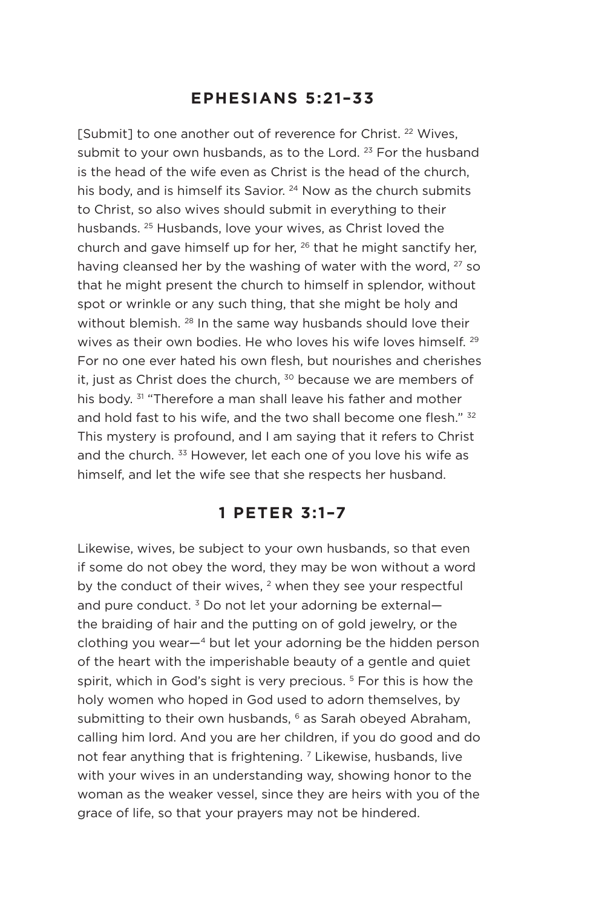## EPHESIANS 5:21–33

[Submit] to one another out of reverence for Christ. [22] Wives, submit to your own husbands, as to the Lord. [23] For the husband is the head of the wife even as Christ is the head of the church, his body, and is himself its Savior. [24] Now as the church submits to Christ, so also wives should submit in everything to their husbands. [25] Husbands, love your wives, as Christ loved the church and gave himself up for her, [26] that he might sanctify her, having cleansed her by the washing of water with the word, [27] so that he might present the church to himself in splendor, without spot or wrinkle or any such thing, that she might be holy and without blemish. [28] In the same way husbands should love their wives as their own bodies. He who loves his wife loves himself. [29] For no one ever hated his own flesh, but nourishes and cherishes it, just as Christ does the church, [30] because we are members of his body. [31] "Therefore a man shall leave his father and mother and hold fast to his wife, and the two shall become one flesh." [32] This mystery is profound, and I am saying that it refers to Christ and the church. [33] However, let each one of you love his wife as himself, and let the wife see that she respects her husband.

## 1 PETER 3:1–7

Likewise, wives, be subject to your own husbands, so that even if some do not obey the word, they may be won without a word by the conduct of their wives, [2] when they see your respectful and pure conduct. [3] Do not let your adorning be external—the braiding of hair and the putting on of gold jewelry, or the clothing you wear—[4] but let your adorning be the hidden person of the heart with the imperishable beauty of a gentle and quiet spirit, which in God's sight is very precious. [5] For this is how the holy women who hoped in God used to adorn themselves, by submitting to their own husbands, [6] as Sarah obeyed Abraham, calling him lord. And you are her children, if you do good and do not fear anything that is frightening. [7] Likewise, husbands, live with your wives in an understanding way, showing honor to the woman as the weaker vessel, since they are heirs with you of the grace of life, so that your prayers may not be hindered.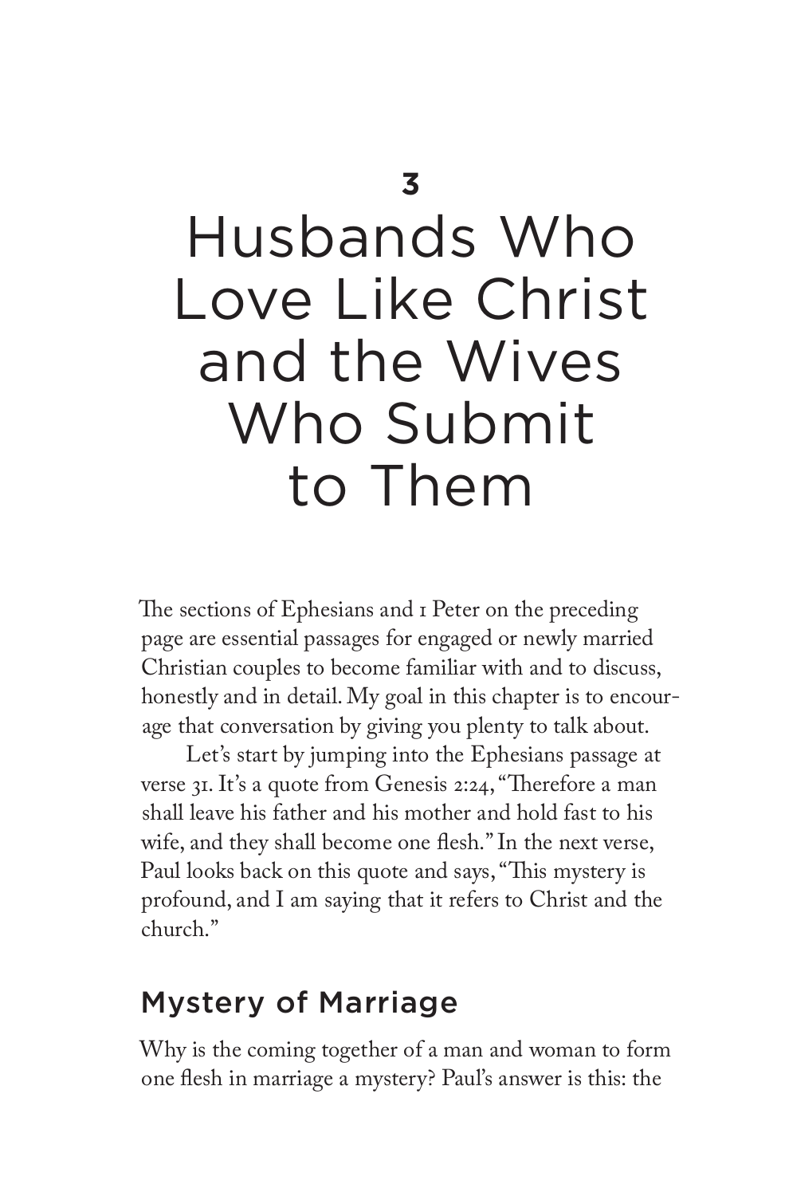# 3
# Husbands Who Love Like Christ and the Wives Who Submit to Them

The sections of Ephesians and 1 Peter on the preceding page are essential passages for engaged or newly married Christian couples to become familiar with and to discuss, honestly and in detail. My goal in this chapter is to encourage that conversation by giving you plenty to talk about.

Let's start by jumping into the Ephesians passage at verse 31. It's a quote from Genesis 2:24, "Therefore a man shall leave his father and his mother and hold fast to his wife, and they shall become one flesh." In the next verse, Paul looks back on this quote and says, "This mystery is profound, and I am saying that it refers to Christ and the church."

## Mystery of Marriage

Why is the coming together of a man and woman to form one flesh in marriage a mystery? Paul's answer is this: the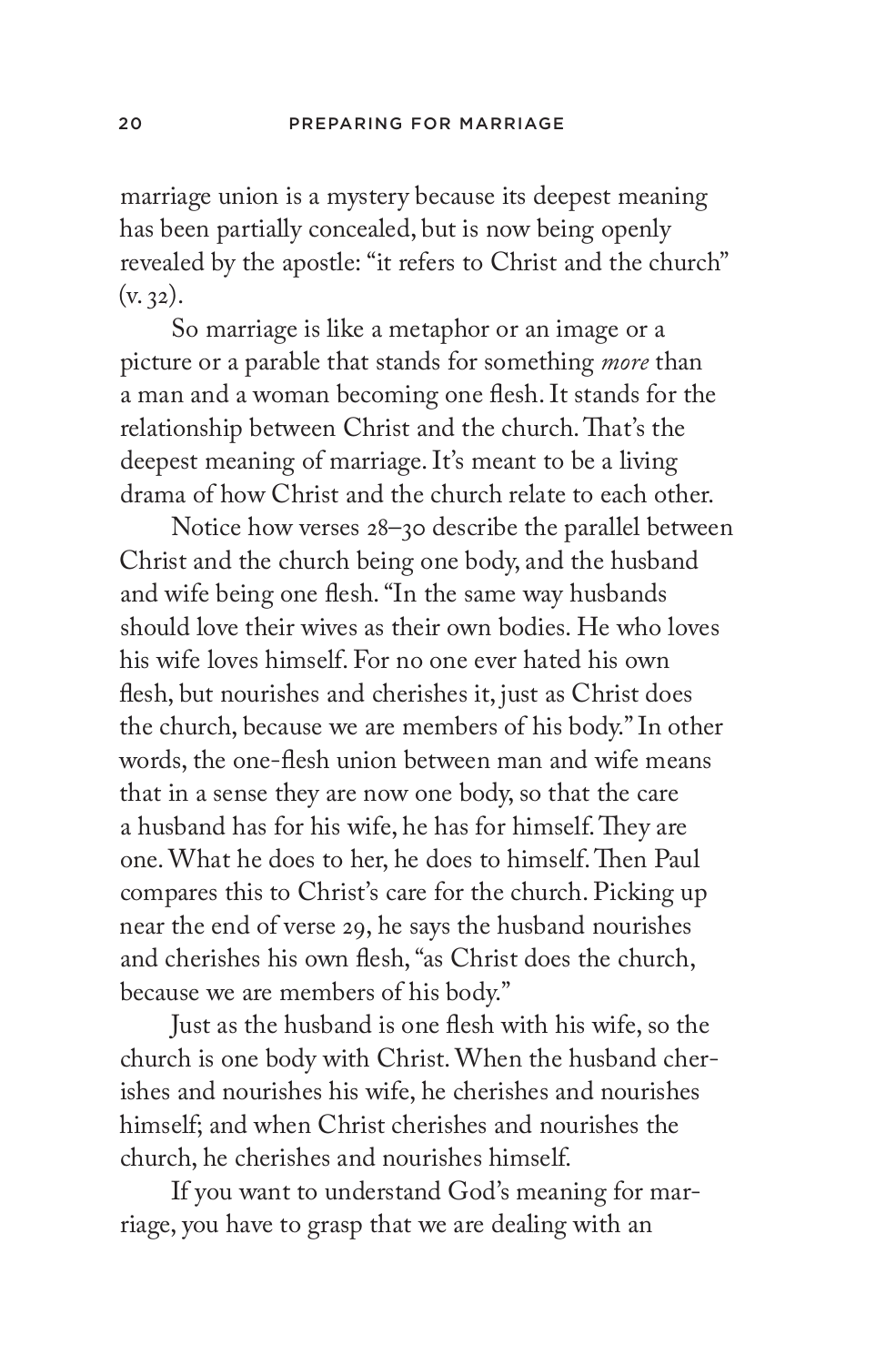marriage union is a mystery because its deepest meaning has been partially concealed, but is now being openly revealed by the apostle: "it refers to Christ and the church" (v. 32).

So marriage is like a metaphor or an image or a picture or a parable that stands for something *more* than a man and a woman becoming one flesh. It stands for the relationship between Christ and the church. That's the deepest meaning of marriage. It's meant to be a living drama of how Christ and the church relate to each other.

Notice how verses 28–30 describe the parallel between Christ and the church being one body, and the husband and wife being one flesh. "In the same way husbands should love their wives as their own bodies. He who loves his wife loves himself. For no one ever hated his own flesh, but nourishes and cherishes it, just as Christ does the church, because we are members of his body." In other words, the one-flesh union between man and wife means that in a sense they are now one body, so that the care a husband has for his wife, he has for himself. They are one. What he does to her, he does to himself. Then Paul compares this to Christ's care for the church. Picking up near the end of verse 29, he says the husband nourishes and cherishes his own flesh, "as Christ does the church, because we are members of his body."

Just as the husband is one flesh with his wife, so the church is one body with Christ. When the husband cherishes and nourishes his wife, he cherishes and nourishes himself; and when Christ cherishes and nourishes the church, he cherishes and nourishes himself.

If you want to understand God's meaning for marriage, you have to grasp that we are dealing with an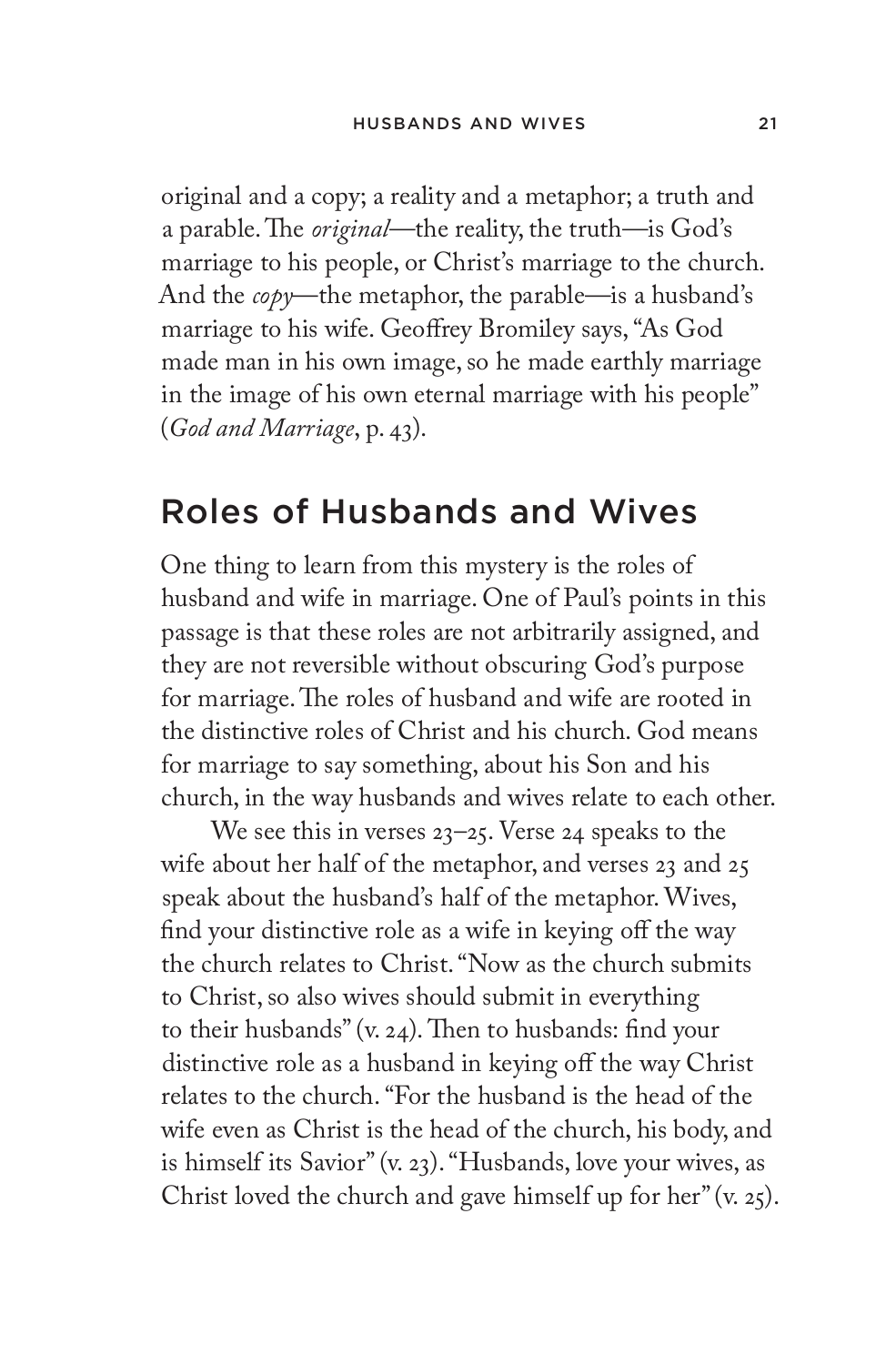original and a copy; a reality and a metaphor; a truth and a parable. The *original*—the reality, the truth—is God's marriage to his people, or Christ's marriage to the church. And the *copy*—the metaphor, the parable—is a husband's marriage to his wife. Geoffrey Bromiley says, "As God made man in his own image, so he made earthly marriage in the image of his own eternal marriage with his people" (*God and Marriage*, p. 43).

## Roles of Husbands and Wives

One thing to learn from this mystery is the roles of husband and wife in marriage. One of Paul's points in this passage is that these roles are not arbitrarily assigned, and they are not reversible without obscuring God's purpose for marriage. The roles of husband and wife are rooted in the distinctive roles of Christ and his church. God means for marriage to say something, about his Son and his church, in the way husbands and wives relate to each other.

We see this in verses 23–25. Verse 24 speaks to the wife about her half of the metaphor, and verses 23 and 25 speak about the husband's half of the metaphor. Wives, find your distinctive role as a wife in keying off the way the church relates to Christ. "Now as the church submits to Christ, so also wives should submit in everything to their husbands" (v. 24). Then to husbands: find your distinctive role as a husband in keying off the way Christ relates to the church. "For the husband is the head of the wife even as Christ is the head of the church, his body, and is himself its Savior" (v. 23). "Husbands, love your wives, as Christ loved the church and gave himself up for her" (v. 25).